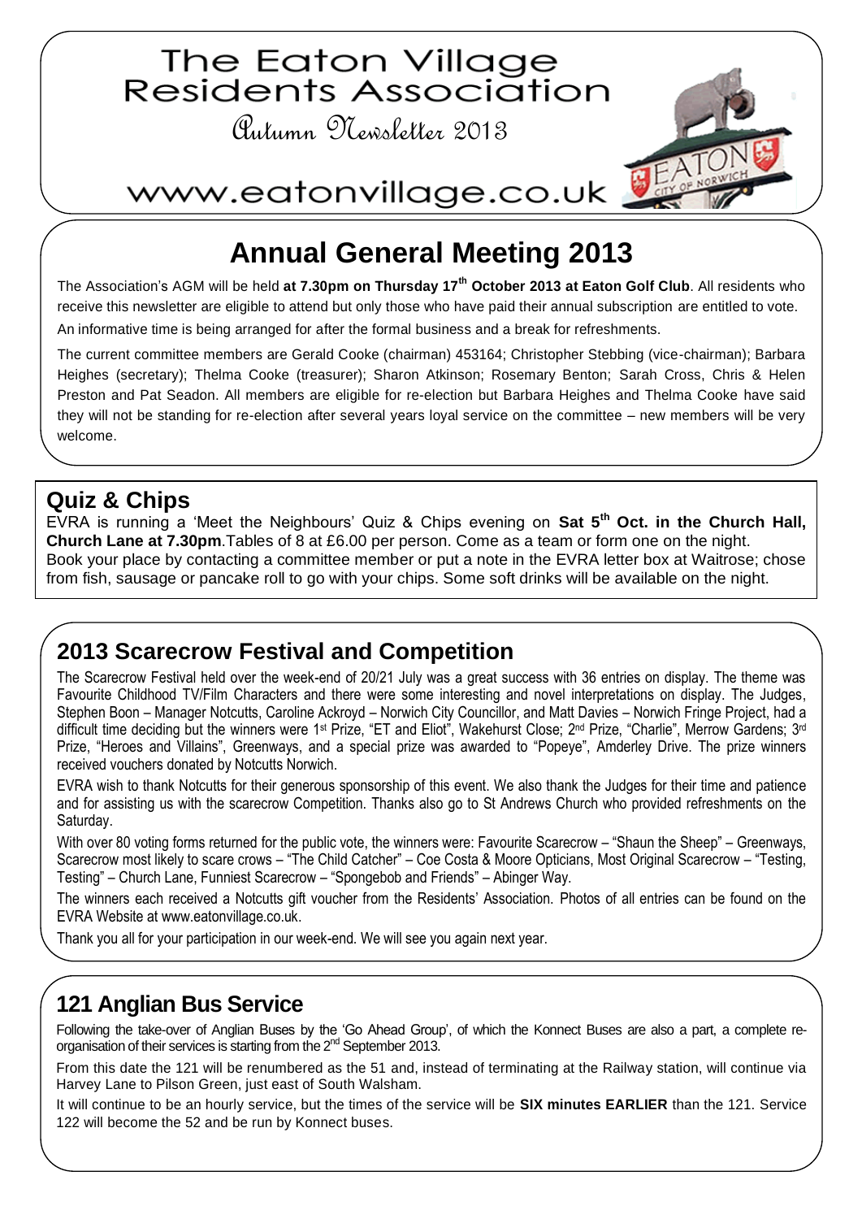# The Eaton Village Residents Association

Autumn Newsletter 2013

www.eatonvillage.co.uk

## Annual General Meeting 2013

The Association's AGM will be held **at 7.30pm on Thursday 17th October 2013 at Eaton Golf Club**. All residents who receive this newsletter are eligible to attend but only those who have paid their annual subscription are entitled to vote.

An informative time is being arranged for after the formal business and a break for refreshments.

The current committee members are Gerald Cooke (chairman) 453164; Christopher Stebbing (vice-chairman); Barbara Heighes (secretary); Thelma Cooke (treasurer); Sharon Atkinson; Rosemary Benton; Sarah Cross, Chris & Helen Preston and Pat Seadon. All members are eligible for re-election but Barbara Heighes and Thelma Cooke have said they will not be standing for re-election after several years loyal service on the committee – new members will be very welcome.

## Quiz & Chips

EVRA is running a 'Meet the Neighbours' Quiz & Chips evening on **Sat 5th Oct. in the Church Hall, Church Lane at 7.30pm**.Tables of 8 at £6.00 per person. Come as a team or form one on the night.
Book your place by contacting a committee member or put a note in the EVRA letter box at Waitrose; chose from fish, sausage or pancake roll to go with your chips. Some soft drinks will be available on the night.

## 2013 Scarecrow Festival and Competition

The Scarecrow Festival held over the week-end of 20/21 July was a great success with 36 entries on display. The theme was Favourite Childhood TV/Film Characters and there were some interesting and novel interpretations on display. The Judges, Stephen Boon – Manager Notcutts, Caroline Ackroyd – Norwich City Councillor, and Matt Davies – Norwich Fringe Project, had a difficult time deciding but the winners were 1st Prize, "ET and Eliot", Wakehurst Close; 2nd Prize, "Charlie", Merrow Gardens; 3rd Prize, "Heroes and Villains", Greenways, and a special prize was awarded to "Popeye", Amderley Drive. The prize winners received vouchers donated by Notcutts Norwich.

EVRA wish to thank Notcutts for their generous sponsorship of this event. We also thank the Judges for their time and patience and for assisting us with the scarecrow Competition. Thanks also go to St Andrews Church who provided refreshments on the Saturday.

With over 80 voting forms returned for the public vote, the winners were: Favourite Scarecrow – "Shaun the Sheep" – Greenways, Scarecrow most likely to scare crows – "The Child Catcher" – Coe Costa & Moore Opticians, Most Original Scarecrow – "Testing, Testing" – Church Lane, Funniest Scarecrow – "Spongebob and Friends" – Abinger Way.

The winners each received a Notcutts gift voucher from the Residents' Association. Photos of all entries can be found on the EVRA Website at www.eatonvillage.co.uk.

Thank you all for your participation in our week-end. We will see you again next year.

## 121 Anglian Bus Service

Following the take-over of Anglian Buses by the 'Go Ahead Group', of which the Konnect Buses are also a part, a complete re-organisation of their services is starting from the 2nd September 2013.

From this date the 121 will be renumbered as the 51 and, instead of terminating at the Railway station, will continue via Harvey Lane to Pilson Green, just east of South Walsham.

It will continue to be an hourly service, but the times of the service will be **SIX minutes EARLIER** than the 121. Service 122 will become the 52 and be run by Konnect buses.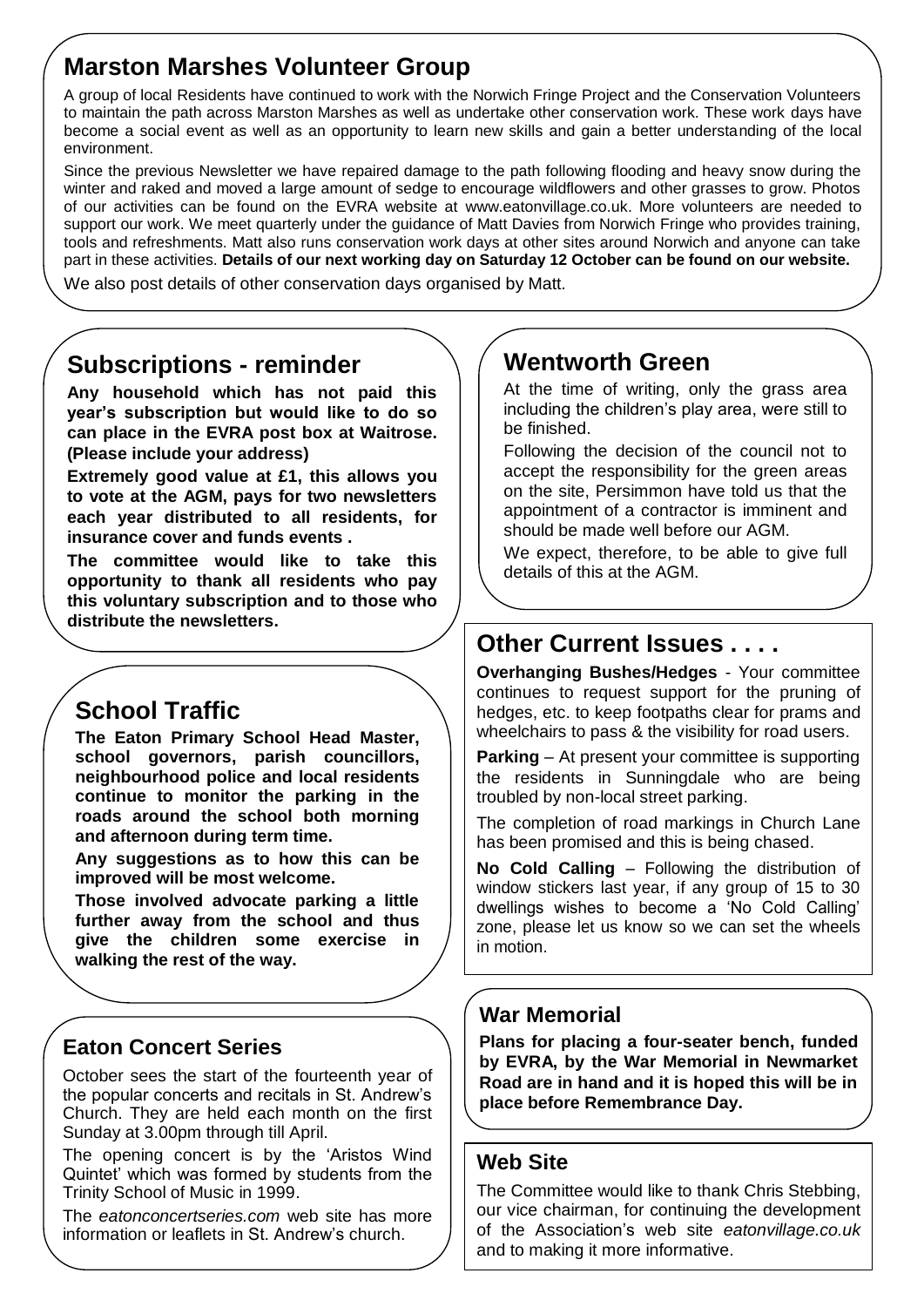## Marston Marshes Volunteer Group

A group of local Residents have continued to work with the Norwich Fringe Project and the Conservation Volunteers to maintain the path across Marston Marshes as well as undertake other conservation work. These work days have become a social event as well as an opportunity to learn new skills and gain a better understanding of the local environment.

Since the previous Newsletter we have repaired damage to the path following flooding and heavy snow during the winter and raked and moved a large amount of sedge to encourage wildflowers and other grasses to grow. Photos of our activities can be found on the EVRA website at www.eatonvillage.co.uk. More volunteers are needed to support our work. We meet quarterly under the guidance of Matt Davies from Norwich Fringe who provides training, tools and refreshments. Matt also runs conservation work days at other sites around Norwich and anyone can take part in these activities. **Details of our next working day on Saturday 12 October can be found on our website.**

We also post details of other conservation days organised by Matt.

## Subscriptions - reminder

**Any household which has not paid this year's subscription but would like to do so can place in the EVRA post box at Waitrose. (Please include your address)**

**Extremely good value at £1, this allows you to vote at the AGM, pays for two newsletters each year distributed to all residents, for insurance cover and funds events .**

**The committee would like to take this opportunity to thank all residents who pay this voluntary subscription and to those who distribute the newsletters.**

## School Traffic

**The Eaton Primary School Head Master, school governors, parish councillors, neighbourhood police and local residents continue to monitor the parking in the roads around the school both morning and afternoon during term time.**

**Any suggestions as to how this can be improved will be most welcome.**

**Those involved advocate parking a little further away from the school and thus give the children some exercise in walking the rest of the way.**

### Eaton Concert Series

October sees the start of the fourteenth year of the popular concerts and recitals in St. Andrew's Church. They are held each month on the first Sunday at 3.00pm through till April.

The opening concert is by the 'Aristos Wind Quintet' which was formed by students from the Trinity School of Music in 1999.

The *eatonconcertseries.com* web site has more information or leaflets in St. Andrew's church.

## Wentworth Green

At the time of writing, only the grass area including the children's play area, were still to be finished.

Following the decision of the council not to accept the responsibility for the green areas on the site, Persimmon have told us that the appointment of a contractor is imminent and should be made well before our AGM.

We expect, therefore, to be able to give full details of this at the AGM.

## Other Current Issues . . . .

**Overhanging Bushes/Hedges** - Your committee continues to request support for the pruning of hedges, etc. to keep footpaths clear for prams and wheelchairs to pass & the visibility for road users.

**Parking** – At present your committee is supporting the residents in Sunningdale who are being troubled by non-local street parking.

The completion of road markings in Church Lane has been promised and this is being chased.

**No Cold Calling** – Following the distribution of window stickers last year, if any group of 15 to 30 dwellings wishes to become a 'No Cold Calling' zone, please let us know so we can set the wheels in motion.

### War Memorial

**Plans for placing a four-seater bench, funded by EVRA, by the War Memorial in Newmarket Road are in hand and it is hoped this will be in place before Remembrance Day.**

### Web Site

The Committee would like to thank Chris Stebbing, our vice chairman, for continuing the development of the Association's web site *eatonvillage.co.uk* and to making it more informative.